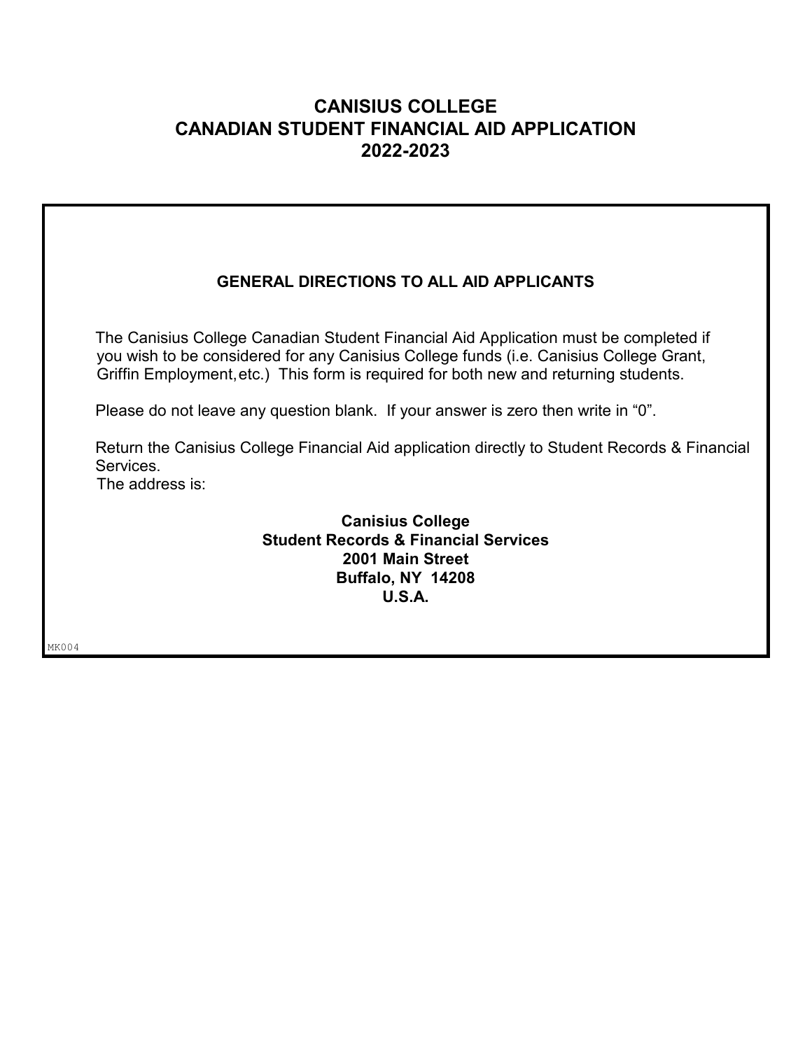# CANISIUS COLLEGE
# CANADIAN STUDENT FINANCIAL AID APPLICATION
# 2022-2023

## GENERAL DIRECTIONS TO ALL AID APPLICANTS

The Canisius College Canadian Student Financial Aid Application must be completed if you wish to be considered for any Canisius College funds (i.e. Canisius College Grant, Griffin Employment, etc.) This form is required for both new and returning students.

Please do not leave any question blank. If your answer is zero then write in "0".

Return the Canisius College Financial Aid application directly to Student Records & Financial Services.
The address is:

**Canisius College**
**Student Records & Financial Services**
**2001 Main Street**
**Buffalo, NY 14208**
**U.S.A.**

MK004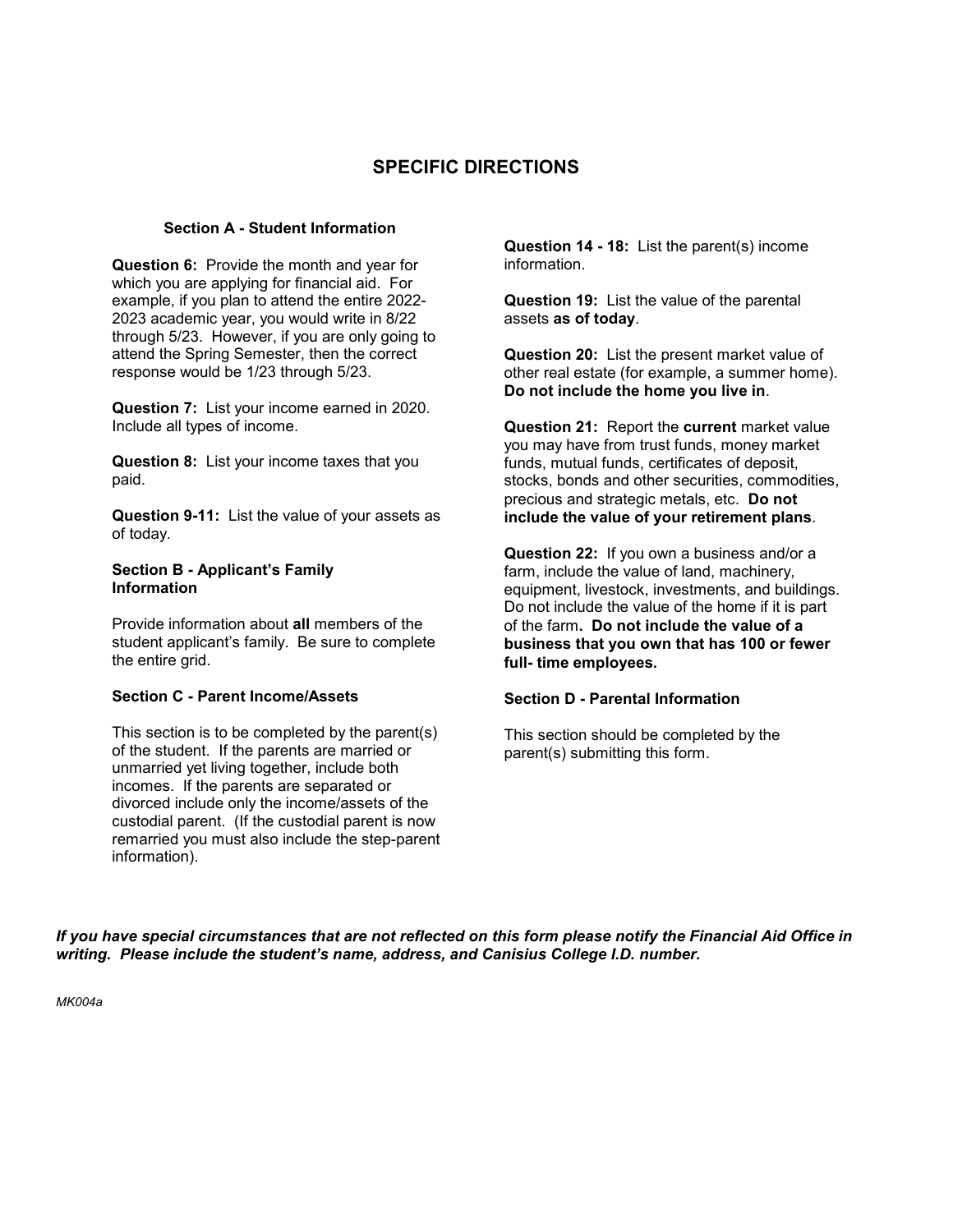# SPECIFIC DIRECTIONS

### Section A - Student Information

**Question 6:** Provide the month and year for which you are applying for financial aid. For example, if you plan to attend the entire 2022-2023 academic year, you would write in 8/22 through 5/23. However, if you are only going to attend the Spring Semester, then the correct response would be 1/23 through 5/23.

**Question 7:** List your income earned in 2020. Include all types of income.

**Question 8:** List your income taxes that you paid.

**Question 9-11:** List the value of your assets as of today.

### Section B - Applicant's Family Information

Provide information about **all** members of the student applicant's family. Be sure to complete the entire grid.

### Section C - Parent Income/Assets

This section is to be completed by the parent(s) of the student. If the parents are married or unmarried yet living together, include both incomes. If the parents are separated or divorced include only the income/assets of the custodial parent. (If the custodial parent is now remarried you must also include the step-parent information).

**Question 14 - 18:** List the parent(s) income information.

**Question 19:** List the value of the parental assets **as of today**.

**Question 20:** List the present market value of other real estate (for example, a summer home). **Do not include the home you live in**.

**Question 21:** Report the **current** market value you may have from trust funds, money market funds, mutual funds, certificates of deposit, stocks, bonds and other securities, commodities, precious and strategic metals, etc. **Do not include the value of your retirement plans**.

**Question 22:** If you own a business and/or a farm, include the value of land, machinery, equipment, livestock, investments, and buildings. Do not include the value of the home if it is part of the farm**. Do not include the value of a business that you own that has 100 or fewer full- time employees.**

### Section D - Parental Information

This section should be completed by the parent(s) submitting this form.

***If you have special circumstances that are not reflected on this form please notify the Financial Aid Office in writing. Please include the student's name, address, and Canisius College I.D. number.***

*MK004a*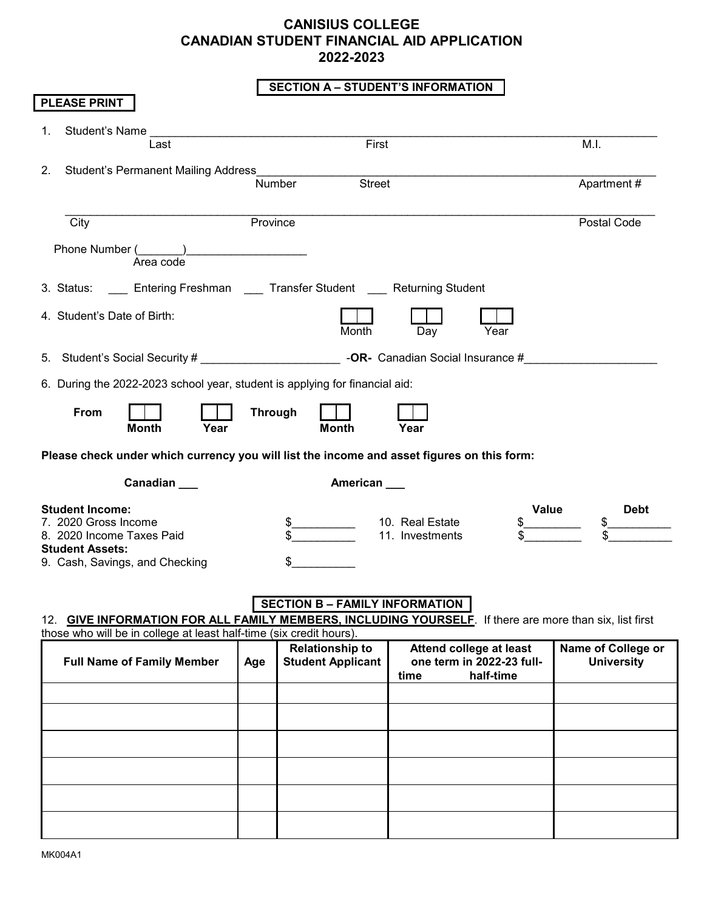# CANISIUS COLLEGE
# CANADIAN STUDENT FINANCIAL AID APPLICATION
# 2022-2023

## SECTION A – STUDENT'S INFORMATION

**PLEASE PRINT**

1. Student's Name ______________________________________________________________
   Last                First                M.I.

2. Student's Permanent Mailing Address__________________________________________
   Number                Street                Apartment #

   ______________________________________________________________
   City                Province                Postal Code

   Phone Number (_______)___________________
   Area code

3. Status: ___ Entering Freshman ___ Transfer Student ___ Returning Student

4. Student's Date of Birth: [ | ] Month [ | ] Day [ | ] Year

5. Student's Social Security # ______________________ -**OR-** Canadian Social Insurance #____________________

6. During the 2022-2023 school year, student is applying for financial aid:

   **From** [ | ] **Month** [ | ] **Year** **Through** [ | ] **Month** [ | ] **Year**

**Please check under which currency you will list the income and asset figures on this form:**

**Canadian ___** **American ___**

**Student Income:**
7. 2020 Gross Income $__________
8. 2020 Income Taxes Paid $__________

**Student Assets:**
9. Cash, Savings, and Checking $__________

| | **Value** | **Debt** |
|---|---|---|
| 10. Real Estate | $_________ | $__________ |
| 11. Investments | $_________ | $__________ |

## SECTION B – FAMILY INFORMATION

12. **GIVE INFORMATION FOR ALL FAMILY MEMBERS, INCLUDING YOURSELF**. If there are more than six, list first those who will be in college at least half-time (six credit hours).

| Full Name of Family Member | Age | Relationship to Student Applicant | Attend college at least one term in 2022-23 full-time half-time | Name of College or University |
|---|---|---|---|---|
| | | | | |
| | | | | |
| | | | | |
| | | | | |
| | | | | |
| | | | | |

MK004A1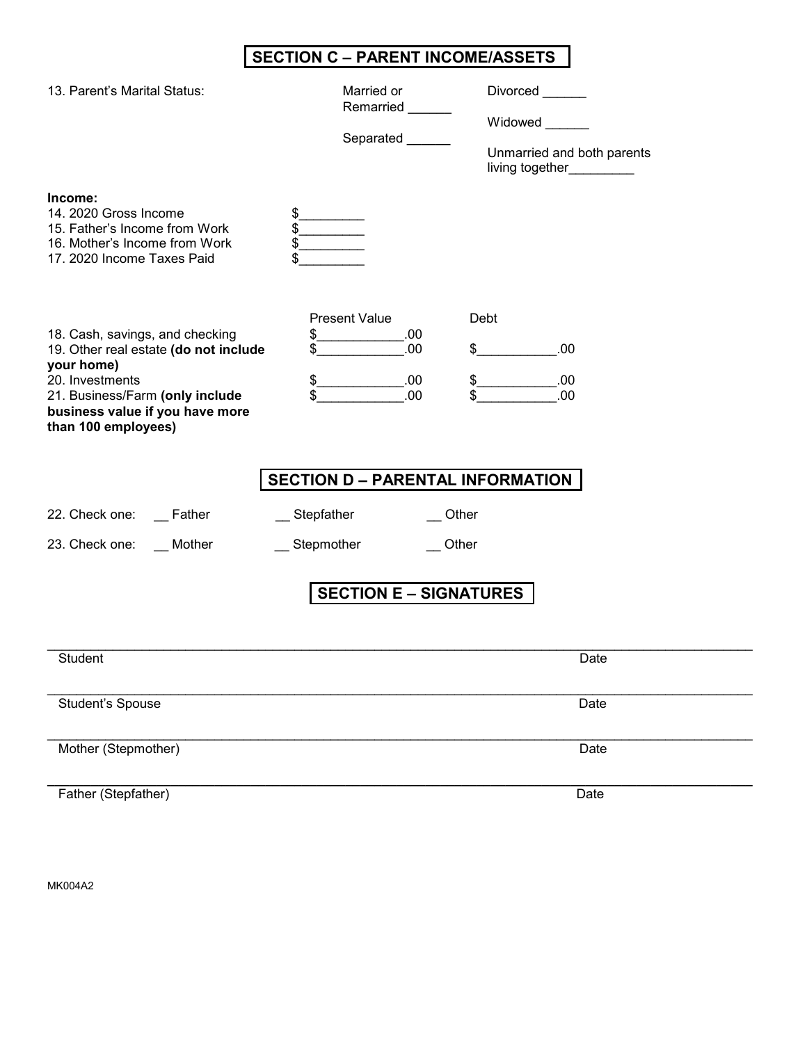## SECTION C – PARENT INCOME/ASSETS

13. Parent's Marital Status: Married or Remarried ______ Separated ______ Divorced ______ Widowed ______ Unmarried and both parents living together_________

**Income:**

14. 2020 Gross Income $_________
15. Father's Income from Work $_________
16. Mother's Income from Work $_________
17. 2020 Income Taxes Paid $_________

| | Present Value | Debt |
|---|---|---|
| 18. Cash, savings, and checking | $____________.00 | |
| 19. Other real estate **(do not include your home)** | $____________.00 | $___________.00 |
| 20. Investments | $____________.00 | $___________.00 |
| 21. Business/Farm **(only include business value if you have more than 100 employees)** | $____________.00 | $___________.00 |

## SECTION D – PARENTAL INFORMATION

22. Check one: __ Father __ Stepfather __ Other

23. Check one: __ Mother __ Stepmother __ Other

## SECTION E – SIGNATURES

_______________________________________________
Student Date

_______________________________________________
Student's Spouse Date

_______________________________________________
Mother (Stepmother) Date

_______________________________________________
Father (Stepfather) Date

MK004A2